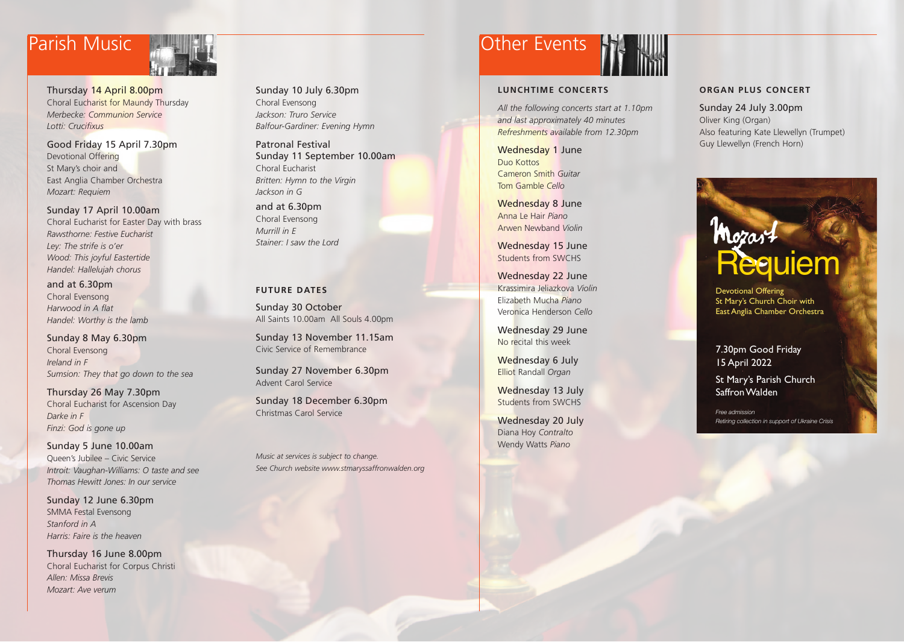# Parish Music

Thursday 14 April 8.00pm
Choral Eucharist for Maundy Thursday
*Merbecke: Communion Service*
*Lotti: Crucifixus*

Good Friday 15 April 7.30pm
Devotional Offering
St Mary's choir and
East Anglia Chamber Orchestra
*Mozart: Requiem*

Sunday 17 April 10.00am
Choral Eucharist for Easter Day with brass
*Rawsthorne: Festive Eucharist*
*Ley: The strife is o'er*
*Wood: This joyful Eastertide*
*Handel: Hallelujah chorus*

and at 6.30pm
Choral Evensong
*Harwood in A flat*
*Handel: Worthy is the lamb*

Sunday 8 May 6.30pm
Choral Evensong
*Ireland in F*
*Sumsion: They that go down to the sea*

Thursday 26 May 7.30pm
Choral Eucharist for Ascension Day
*Darke in F*
*Finzi: God is gone up*

Sunday 5 June 10.00am
Queen's Jubilee – Civic Service
*Introit: Vaughan-Williams: O taste and see*
*Thomas Hewitt Jones: In our service*

Sunday 12 June 6.30pm
SMMA Festal Evensong
*Stanford in A*
*Harris: Faire is the heaven*

Thursday 16 June 8.00pm
Choral Eucharist for Corpus Christi
*Allen: Missa Brevis*
*Mozart: Ave verum*

Sunday 10 July 6.30pm
Choral Evensong
*Jackson: Truro Service*
*Balfour-Gardiner: Evening Hymn*

Patronal Festival
Sunday 11 September 10.00am
Choral Eucharist
*Britten: Hymn to the Virgin*
*Jackson in G*

and at 6.30pm
Choral Evensong
*Murrill in E*
*Stainer: I saw the Lord*

### FUTURE DATES

Sunday 30 October
All Saints 10.00am All Souls 4.00pm

Sunday 13 November 11.15am
Civic Service of Remembrance

Sunday 27 November 6.30pm
Advent Carol Service

Sunday 18 December 6.30pm
Christmas Carol Service

*Music at services is subject to change.*
*See Church website www.stmaryssaffronwalden.org*

# Other Events

### LUNCHTIME CONCERTS

*All the following concerts start at 1.10pm and last approximately 40 minutes*
*Refreshments available from 12.30pm*

Wednesday 1 June
Duo Kottos
Cameron Smith *Guitar*
Tom Gamble *Cello*

Wednesday 8 June
Anna Le Hair *Piano*
Arwen Newband *Violin*

Wednesday 15 June
Students from SWCHS

Wednesday 22 June
Krassimira Jeliazkova *Violin*
Elizabeth Mucha *Piano*
Veronica Henderson *Cello*

Wednesday 29 June
No recital this week

Wednesday 6 July
Elliot Randall *Organ*

Wednesday 13 July
Students from SWCHS

Wednesday 20 July
Diana Hoy *Contralto*
Wendy Watts *Piano*

### ORGAN PLUS CONCERT

Sunday 24 July 3.00pm
Oliver King (Organ)
Also featuring Kate Llewellyn (Trumpet)
Guy Llewellyn (French Horn)

Mozart
Requiem

Devotional Offering
St Mary's Church Choir with
East Anglia Chamber Orchestra

7.30pm Good Friday
15 April 2022

St Mary's Parish Church
Saffron Walden

*Free admission*
*Retiring collection in support of Ukraine Crisis*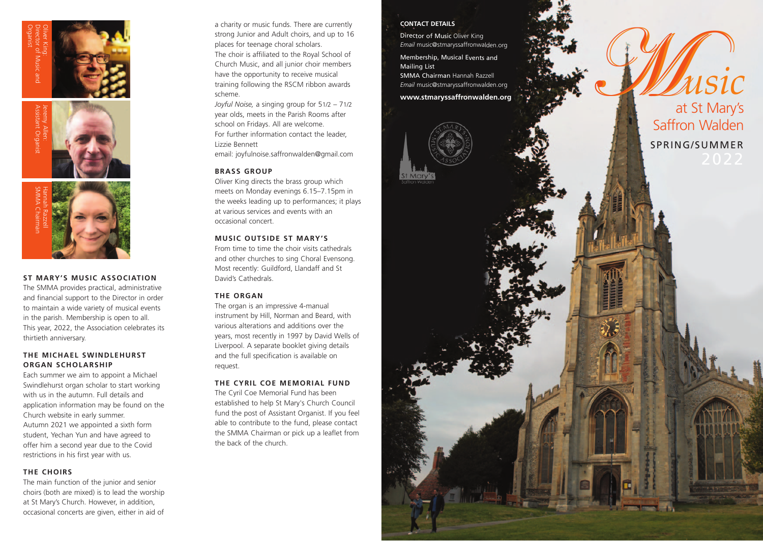Oliver King: Director of Music and Organist

Jeremy Allen: Assistant Organist

Hannah Razzell SMMA Chairman

## ST MARY'S MUSIC ASSOCIATION

The SMMA provides practical, administrative and financial support to the Director in order to maintain a wide variety of musical events in the parish. Membership is open to all. This year, 2022, the Association celebrates its thirtieth anniversary.

## THE MICHAEL SWINDLEHURST ORGAN SCHOLARSHIP

Each summer we aim to appoint a Michael Swindlehurst organ scholar to start working with us in the autumn. Full details and application information may be found on the Church website in early summer.

Autumn 2021 we appointed a sixth form student, Yechan Yun and have agreed to offer him a second year due to the Covid restrictions in his first year with us.

## THE CHOIRS

The main function of the junior and senior choirs (both are mixed) is to lead the worship at St Mary's Church. However, in addition, occasional concerts are given, either in aid of a charity or music funds. There are currently strong Junior and Adult choirs, and up to 16 places for teenage choral scholars.

The choir is affiliated to the Royal School of Church Music, and all junior choir members have the opportunity to receive musical training following the RSCM ribbon awards scheme.

*Joyful Noise,* a singing group for 51/2 – 71/2 year olds, meets in the Parish Rooms after school on Fridays. All are welcome.

For further information contact the leader, Lizzie Bennett

email: joyfulnoise.saffronwalden@gmail.com

## BRASS GROUP

Oliver King directs the brass group which meets on Monday evenings 6.15–7.15pm in the weeks leading up to performances; it plays at various services and events with an occasional concert.

## MUSIC OUTSIDE ST MARY'S

From time to time the choir visits cathedrals and other churches to sing Choral Evensong. Most recently: Guildford, Llandaff and St David's Cathedrals.

## THE ORGAN

The organ is an impressive 4-manual instrument by Hill, Norman and Beard, with various alterations and additions over the years, most recently in 1997 by David Wells of Liverpool. A separate booklet giving details and the full specification is available on request.

## THE CYRIL COE MEMORIAL FUND

The Cyril Coe Memorial Fund has been established to help St Mary's Church Council fund the post of Assistant Organist. If you feel able to contribute to the fund, please contact the SMMA Chairman or pick up a leaflet from the back of the church.

**CONTACT DETAILS**

Director of Music Oliver King
*Email* music@stmaryssaffronwalden.org

Membership, Musical Events and Mailing List
SMMA Chairman Hannah Razzell
*Email* music@stmaryssaffronwalden.org

**www.stmaryssaffronwalden.org**

St Mary's Music Association

St Mary's Saffron Walden

# Music at St Mary's Saffron Walden

SPRING/SUMMER 2022